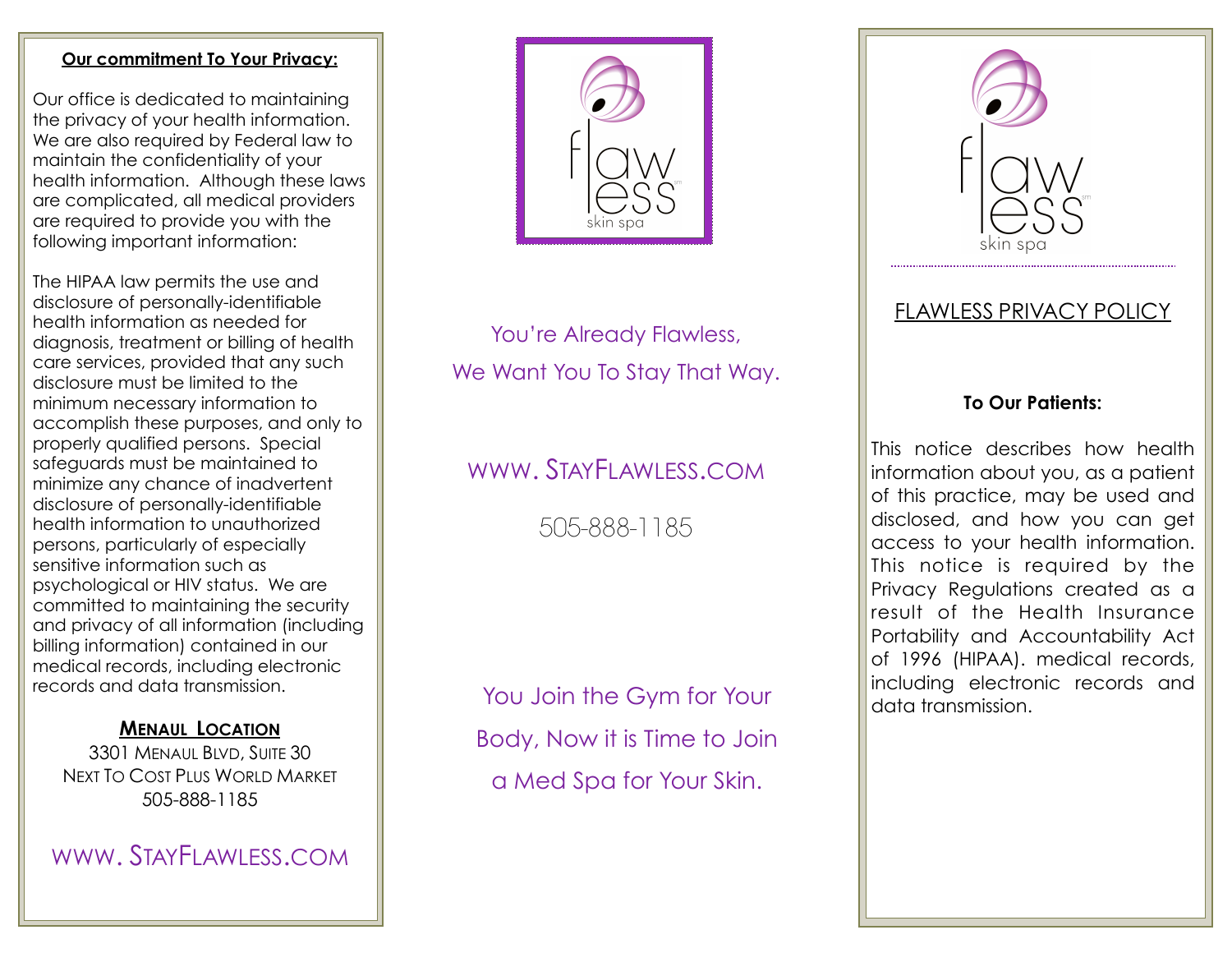## Our commitment To Your Privacy:

Our office is dedicated to maintaining the privacy of your health information. We are also required by Federal law to maintain the confidentiality of your health information. Although these laws are complicated, all medical providers are required to provide you with the following important information:

The HIPAA law permits the use and disclosure of personally-identifiable health information as needed for diagnosis, treatment or billing of health care services, provided that any such disclosure must be limited to the minimum necessary information to accomplish these purposes, and only to properly qualified persons. Special safeguards must be maintained to minimize any chance of inadvertent disclosure of personally-identifiable health information to unauthorized persons, particularly of especially sensitive information such as psychological or HIV status. We are committed to maintaining the security and privacy of all information (including billing information) contained in our medical records, including electronic records and data transmission.

**MENAUL LOCATION**

3301 MENAUL BLVD, SUITE 30
NEXT TO COST PLUS WORLD MARKET
505-888-1185

WWW. STAYFLAWLESS.COM

flawless skin spa

You're Already Flawless,
We Want You To Stay That Way.

WWW. STAYFLAWLESS.COM

505-888-1185

You Join the Gym for Your Body, Now it is Time to Join a Med Spa for Your Skin.

flawless skin spa

## FLAWLESS PRIVACY POLICY

**To Our Patients:**

This notice describes how health information about you, as a patient of this practice, may be used and disclosed, and how you can get access to your health information. This notice is required by the Privacy Regulations created as a result of the Health Insurance Portability and Accountability Act of 1996 (HIPAA). medical records, including electronic records and data transmission.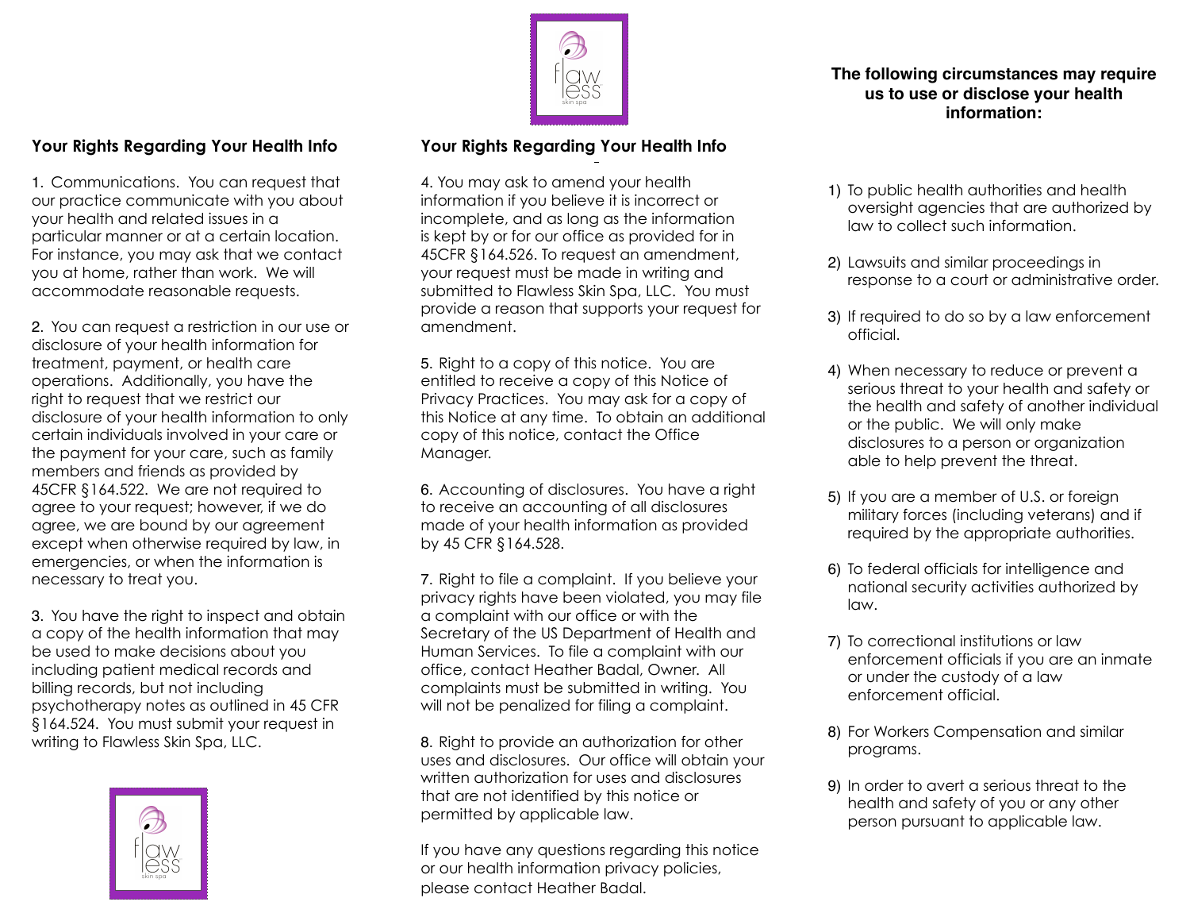## Your Rights Regarding Your Health Info

1. Communications. You can request that our practice communicate with you about your health and related issues in a particular manner or at a certain location. For instance, you may ask that we contact you at home, rather than work. We will accommodate reasonable requests.

2. You can request a restriction in our use or disclosure of your health information for treatment, payment, or health care operations. Additionally, you have the right to request that we restrict our disclosure of your health information to only certain individuals involved in your care or the payment for your care, such as family members and friends as provided by 45CFR §164.522. We are not required to agree to your request; however, if we do agree, we are bound by our agreement except when otherwise required by law, in emergencies, or when the information is necessary to treat you.

3. You have the right to inspect and obtain a copy of the health information that may be used to make decisions about you including patient medical records and billing records, but not including psychotherapy notes as outlined in 45 CFR §164.524. You must submit your request in writing to Flawless Skin Spa, LLC.

## Your Rights Regarding Your Health Info

4. You may ask to amend your health information if you believe it is incorrect or incomplete, and as long as the information is kept by or for our office as provided for in 45CFR §164.526. To request an amendment, your request must be made in writing and submitted to Flawless Skin Spa, LLC. You must provide a reason that supports your request for amendment.

5. Right to a copy of this notice. You are entitled to receive a copy of this Notice of Privacy Practices. You may ask for a copy of this Notice at any time. To obtain an additional copy of this notice, contact the Office Manager.

6. Accounting of disclosures. You have a right to receive an accounting of all disclosures made of your health information as provided by 45 CFR §164.528.

7. Right to file a complaint. If you believe your privacy rights have been violated, you may file a complaint with our office or with the Secretary of the US Department of Health and Human Services. To file a complaint with our office, contact Heather Badal, Owner. All complaints must be submitted in writing. You will not be penalized for filing a complaint.

8. Right to provide an authorization for other uses and disclosures. Our office will obtain your written authorization for uses and disclosures that are not identified by this notice or permitted by applicable law.

If you have any questions regarding this notice or our health information privacy policies, please contact Heather Badal.

**The following circumstances may require us to use or disclose your health information:**

1) To public health authorities and health oversight agencies that are authorized by law to collect such information.
2) Lawsuits and similar proceedings in response to a court or administrative order.
3) If required to do so by a law enforcement official.
4) When necessary to reduce or prevent a serious threat to your health and safety or the health and safety of another individual or the public. We will only make disclosures to a person or organization able to help prevent the threat.
5) If you are a member of U.S. or foreign military forces (including veterans) and if required by the appropriate authorities.
6) To federal officials for intelligence and national security activities authorized by law.
7) To correctional institutions or law enforcement officials if you are an inmate or under the custody of a law enforcement official.
8) For Workers Compensation and similar programs.
9) In order to avert a serious threat to the health and safety of you or any other person pursuant to applicable law.